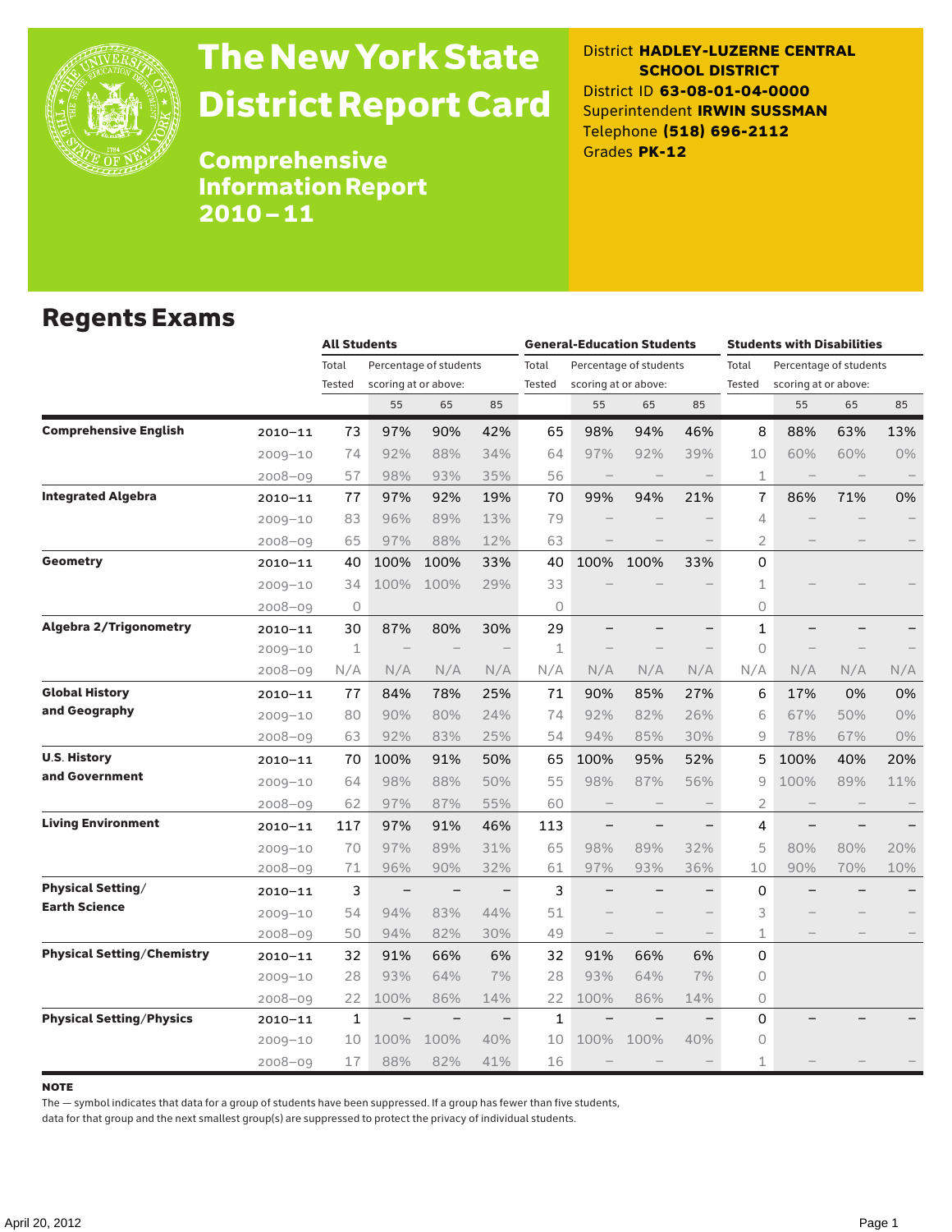# The New York State District Report Card

## Comprehensive Information Report 2010–11

District **HADLEY-LUZERNE CENTRAL SCHOOL DISTRICT**
District ID **63-08-01-04-0000**
Superintendent **IRWIN SUSSMAN**
Telephone **(518) 696-2112**
Grades **PK-12**

## Regents Exams

| | | All Students | | | | General-Education Students | | | | Students with Disabilities | | | |
|---|---|---|---|---|---|---|---|---|---|---|---|---|---|
| | | Total Tested | Percentage of students scoring at or above: | | | Total Tested | Percentage of students scoring at or above: | | | Total Tested | Percentage of students scoring at or above: | | |
| | | | 55 | 65 | 85 | | 55 | 65 | 85 | | 55 | 65 | 85 |
| **Comprehensive English** | 2010–11 | 73 | 97% | 90% | 42% | 65 | 98% | 94% | 46% | 8 | 88% | 63% | 13% |
| | 2009–10 | 74 | 92% | 88% | 34% | 64 | 97% | 92% | 39% | 10 | 60% | 60% | 0% |
| | 2008–09 | 57 | 98% | 93% | 35% | 56 | – | – | – | 1 | – | – | – |
| **Integrated Algebra** | 2010–11 | 77 | 97% | 92% | 19% | 70 | 99% | 94% | 21% | 7 | 86% | 71% | 0% |
| | 2009–10 | 83 | 96% | 89% | 13% | 79 | – | – | – | 4 | – | – | – |
| | 2008–09 | 65 | 97% | 88% | 12% | 63 | – | – | – | 2 | – | – | – |
| **Geometry** | 2010–11 | 40 | 100% | 100% | 33% | 40 | 100% | 100% | 33% | 0 | | | |
| | 2009–10 | 34 | 100% | 100% | 29% | 33 | – | – | – | 1 | – | – | – |
| | 2008–09 | 0 | | | | 0 | | | | 0 | | | |
| **Algebra 2/Trigonometry** | 2010–11 | 30 | 87% | 80% | 30% | 29 | – | – | – | 1 | – | – | – |
| | 2009–10 | 1 | – | – | – | 1 | – | – | – | 0 | – | – | – |
| | 2008–09 | N/A | N/A | N/A | N/A | N/A | N/A | N/A | N/A | N/A | N/A | N/A | N/A |
| **Global History and Geography** | 2010–11 | 77 | 84% | 78% | 25% | 71 | 90% | 85% | 27% | 6 | 17% | 0% | 0% |
| | 2009–10 | 80 | 90% | 80% | 24% | 74 | 92% | 82% | 26% | 6 | 67% | 50% | 0% |
| | 2008–09 | 63 | 92% | 83% | 25% | 54 | 94% | 85% | 30% | 9 | 78% | 67% | 0% |
| **U.S. History and Government** | 2010–11 | 70 | 100% | 91% | 50% | 65 | 100% | 95% | 52% | 5 | 100% | 40% | 20% |
| | 2009–10 | 64 | 98% | 88% | 50% | 55 | 98% | 87% | 56% | 9 | 100% | 89% | 11% |
| | 2008–09 | 62 | 97% | 87% | 55% | 60 | – | – | – | 2 | – | – | – |
| **Living Environment** | 2010–11 | 117 | 97% | 91% | 46% | 113 | – | – | – | 4 | – | – | – |
| | 2009–10 | 70 | 97% | 89% | 31% | 65 | 98% | 89% | 32% | 5 | 80% | 80% | 20% |
| | 2008–09 | 71 | 96% | 90% | 32% | 61 | 97% | 93% | 36% | 10 | 90% | 70% | 10% |
| **Physical Setting/ Earth Science** | 2010–11 | 3 | – | – | – | 3 | – | – | – | 0 | – | – | – |
| | 2009–10 | 54 | 94% | 83% | 44% | 51 | – | – | – | 3 | – | – | – |
| | 2008–09 | 50 | 94% | 82% | 30% | 49 | – | – | – | 1 | – | – | – |
| **Physical Setting/Chemistry** | 2010–11 | 32 | 91% | 66% | 6% | 32 | 91% | 66% | 6% | 0 | | | |
| | 2009–10 | 28 | 93% | 64% | 7% | 28 | 93% | 64% | 7% | 0 | | | |
| | 2008–09 | 22 | 100% | 86% | 14% | 22 | 100% | 86% | 14% | 0 | | | |
| **Physical Setting/Physics** | 2010–11 | 1 | – | – | – | 1 | – | – | – | 0 | – | – | – |
| | 2009–10 | 10 | 100% | 100% | 40% | 10 | 100% | 100% | 40% | 0 | | | |
| | 2008–09 | 17 | 88% | 82% | 41% | 16 | – | – | – | 1 | – | – | – |

**NOTE**

The — symbol indicates that data for a group of students have been suppressed. If a group has fewer than five students, data for that group and the next smallest group(s) are suppressed to protect the privacy of individual students.

April 20, 2012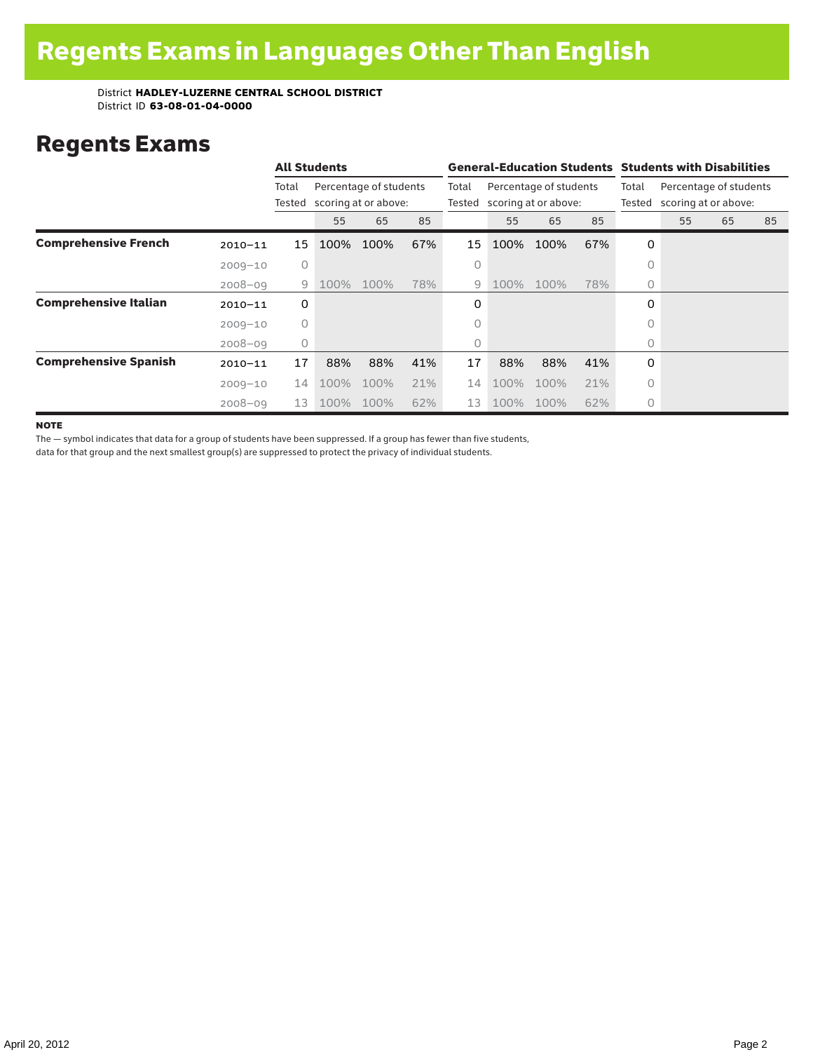# Regents Exams in Languages Other Than English

District **HADLEY-LUZERNE CENTRAL SCHOOL DISTRICT**
District ID **63-08-01-04-0000**

## Regents Exams

| | | All Students | | | | General-Education Students | | | | Students with Disabilities | | | |
|---|---|---|---|---|---|---|---|---|---|---|---|---|---|
| | | Total Tested | Percentage of students scoring at or above: | | | Total Tested | Percentage of students scoring at or above: | | | Total Tested | Percentage of students scoring at or above: | | |
| | | | 55 | 65 | 85 | | 55 | 65 | 85 | | 55 | 65 | 85 |
| **Comprehensive French** | 2010–11 | 15 | 100% | 100% | 67% | 15 | 100% | 100% | 67% | 0 | | | |
| | 2009–10 | 0 | | | | 0 | | | | 0 | | | |
| | 2008–09 | 9 | 100% | 100% | 78% | 9 | 100% | 100% | 78% | 0 | | | |
| **Comprehensive Italian** | 2010–11 | 0 | | | | 0 | | | | 0 | | | |
| | 2009–10 | 0 | | | | 0 | | | | 0 | | | |
| | 2008–09 | 0 | | | | 0 | | | | 0 | | | |
| **Comprehensive Spanish** | 2010–11 | 17 | 88% | 88% | 41% | 17 | 88% | 88% | 41% | 0 | | | |
| | 2009–10 | 14 | 100% | 100% | 21% | 14 | 100% | 100% | 21% | 0 | | | |
| | 2008–09 | 13 | 100% | 100% | 62% | 13 | 100% | 100% | 62% | 0 | | | |

**NOTE**

The — symbol indicates that data for a group of students have been suppressed. If a group has fewer than five students, data for that group and the next smallest group(s) are suppressed to protect the privacy of individual students.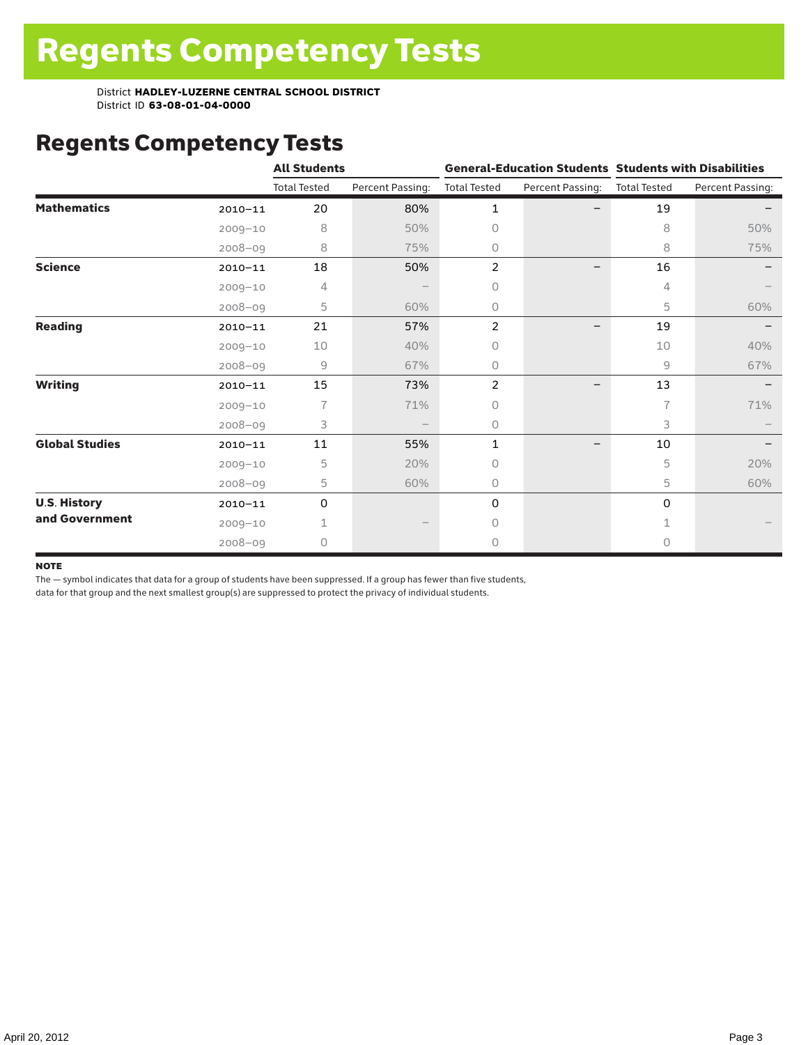# Regents Competency Tests

District **HADLEY-LUZERNE CENTRAL SCHOOL DISTRICT**
District ID **63-08-01-04-0000**

## Regents Competency Tests

| | | All Students | | General-Education Students | | Students with Disabilities | |
|---|---|---|---|---|---|---|---|
| | | Total Tested | Percent Passing: | Total Tested | Percent Passing: | Total Tested | Percent Passing: |
| **Mathematics** | 2010–11 | 20 | 80% | 1 | – | 19 | – |
| | 2009–10 | 8 | 50% | 0 | | 8 | 50% |
| | 2008–09 | 8 | 75% | 0 | | 8 | 75% |
| **Science** | 2010–11 | 18 | 50% | 2 | – | 16 | – |
| | 2009–10 | 4 | – | 0 | | 4 | – |
| | 2008–09 | 5 | 60% | 0 | | 5 | 60% |
| **Reading** | 2010–11 | 21 | 57% | 2 | – | 19 | – |
| | 2009–10 | 10 | 40% | 0 | | 10 | 40% |
| | 2008–09 | 9 | 67% | 0 | | 9 | 67% |
| **Writing** | 2010–11 | 15 | 73% | 2 | – | 13 | – |
| | 2009–10 | 7 | 71% | 0 | | 7 | 71% |
| | 2008–09 | 3 | – | 0 | | 3 | – |
| **Global Studies** | 2010–11 | 11 | 55% | 1 | – | 10 | – |
| | 2009–10 | 5 | 20% | 0 | | 5 | 20% |
| | 2008–09 | 5 | 60% | 0 | | 5 | 60% |
| **U.S. History and Government** | 2010–11 | 0 | | 0 | | 0 | |
| | 2009–10 | 1 | – | 0 | | 1 | – |
| | 2008–09 | 0 | | 0 | | 0 | |

**NOTE**

The — symbol indicates that data for a group of students have been suppressed. If a group has fewer than five students, data for that group and the next smallest group(s) are suppressed to protect the privacy of individual students.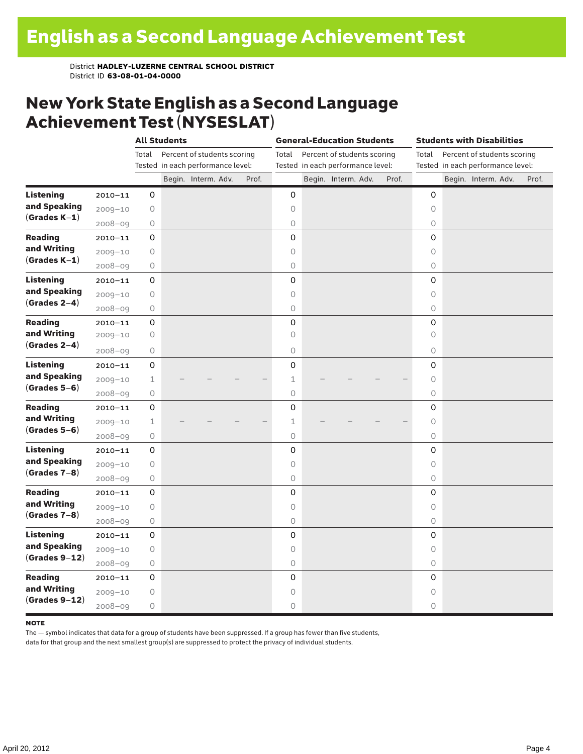# English as a Second Language Achievement Test

District **HADLEY-LUZERNE CENTRAL SCHOOL DISTRICT**
District ID **63-08-01-04-0000**

## New York State English as a Second Language Achievement Test (NYSESLAT)

| | | All Students | | | | | General-Education Students | | | | | Students with Disabilities | | | | |
|---|---|---|---|---|---|---|---|---|---|---|---|---|---|---|---|---|
| | | Total Tested | Percent of students scoring in each performance level: | | | | Total Tested | Percent of students scoring in each performance level: | | | | Total Tested | Percent of students scoring in each performance level: | | | |
| | | | Begin. | Interm. | Adv. | Prof. | | Begin. | Interm. | Adv. | Prof. | | Begin. | Interm. | Adv. | Prof. |
| **Listening and Speaking (Grades K–1)** | 2010–11 | 0 | | | | | 0 | | | | | 0 | | | | |
| | 2009–10 | 0 | | | | | 0 | | | | | 0 | | | | |
| | 2008–09 | 0 | | | | | 0 | | | | | 0 | | | | |
| **Reading and Writing (Grades K–1)** | 2010–11 | 0 | | | | | 0 | | | | | 0 | | | | |
| | 2009–10 | 0 | | | | | 0 | | | | | 0 | | | | |
| | 2008–09 | 0 | | | | | 0 | | | | | 0 | | | | |
| **Listening and Speaking (Grades 2–4)** | 2010–11 | 0 | | | | | 0 | | | | | 0 | | | | |
| | 2009–10 | 0 | | | | | 0 | | | | | 0 | | | | |
| | 2008–09 | 0 | | | | | 0 | | | | | 0 | | | | |
| **Reading and Writing (Grades 2–4)** | 2010–11 | 0 | | | | | 0 | | | | | 0 | | | | |
| | 2009–10 | 0 | | | | | 0 | | | | | 0 | | | | |
| | 2008–09 | 0 | | | | | 0 | | | | | 0 | | | | |
| **Listening and Speaking (Grades 5–6)** | 2010–11 | 0 | | | | | 0 | | | | | 0 | | | | |
| | 2009–10 | 1 | — | — | — | — | 1 | — | — | — | — | 0 | | | | |
| | 2008–09 | 0 | | | | | 0 | | | | | 0 | | | | |
| **Reading and Writing (Grades 5–6)** | 2010–11 | 0 | | | | | 0 | | | | | 0 | | | | |
| | 2009–10 | 1 | — | — | — | — | 1 | — | — | — | — | 0 | | | | |
| | 2008–09 | 0 | | | | | 0 | | | | | 0 | | | | |
| **Listening and Speaking (Grades 7–8)** | 2010–11 | 0 | | | | | 0 | | | | | 0 | | | | |
| | 2009–10 | 0 | | | | | 0 | | | | | 0 | | | | |
| | 2008–09 | 0 | | | | | 0 | | | | | 0 | | | | |
| **Reading and Writing (Grades 7–8)** | 2010–11 | 0 | | | | | 0 | | | | | 0 | | | | |
| | 2009–10 | 0 | | | | | 0 | | | | | 0 | | | | |
| | 2008–09 | 0 | | | | | 0 | | | | | 0 | | | | |
| **Listening and Speaking (Grades 9–12)** | 2010–11 | 0 | | | | | 0 | | | | | 0 | | | | |
| | 2009–10 | 0 | | | | | 0 | | | | | 0 | | | | |
| | 2008–09 | 0 | | | | | 0 | | | | | 0 | | | | |
| **Reading and Writing (Grades 9–12)** | 2010–11 | 0 | | | | | 0 | | | | | 0 | | | | |
| | 2009–10 | 0 | | | | | 0 | | | | | 0 | | | | |
| | 2008–09 | 0 | | | | | 0 | | | | | 0 | | | | |

**NOTE**

The — symbol indicates that data for a group of students have been suppressed. If a group has fewer than five students, data for that group and the next smallest group(s) are suppressed to protect the privacy of individual students.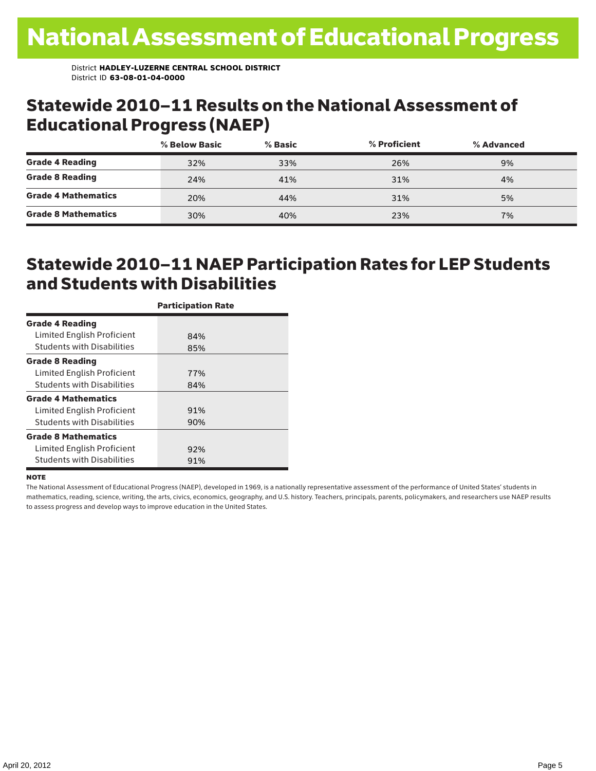# National Assessment of Educational Progress

District **HADLEY-LUZERNE CENTRAL SCHOOL DISTRICT**
District ID **63-08-01-04-0000**

## Statewide 2010–11 Results on the National Assessment of Educational Progress (NAEP)

| | % Below Basic | % Basic | % Proficient | % Advanced |
|---|---|---|---|---|
| **Grade 4 Reading** | 32% | 33% | 26% | 9% |
| **Grade 8 Reading** | 24% | 41% | 31% | 4% |
| **Grade 4 Mathematics** | 20% | 44% | 31% | 5% |
| **Grade 8 Mathematics** | 30% | 40% | 23% | 7% |

## Statewide 2010–11 NAEP Participation Rates for LEP Students and Students with Disabilities

| | Participation Rate |
|---|---|
| **Grade 4 Reading** | |
| Limited English Proficient | 84% |
| Students with Disabilities | 85% |
| **Grade 8 Reading** | |
| Limited English Proficient | 77% |
| Students with Disabilities | 84% |
| **Grade 4 Mathematics** | |
| Limited English Proficient | 91% |
| Students with Disabilities | 90% |
| **Grade 8 Mathematics** | |
| Limited English Proficient | 92% |
| Students with Disabilities | 91% |

**NOTE**

The National Assessment of Educational Progress (NAEP), developed in 1969, is a nationally representative assessment of the performance of United States' students in mathematics, reading, science, writing, the arts, civics, economics, geography, and U.S. history. Teachers, principals, parents, policymakers, and researchers use NAEP results to assess progress and develop ways to improve education in the United States.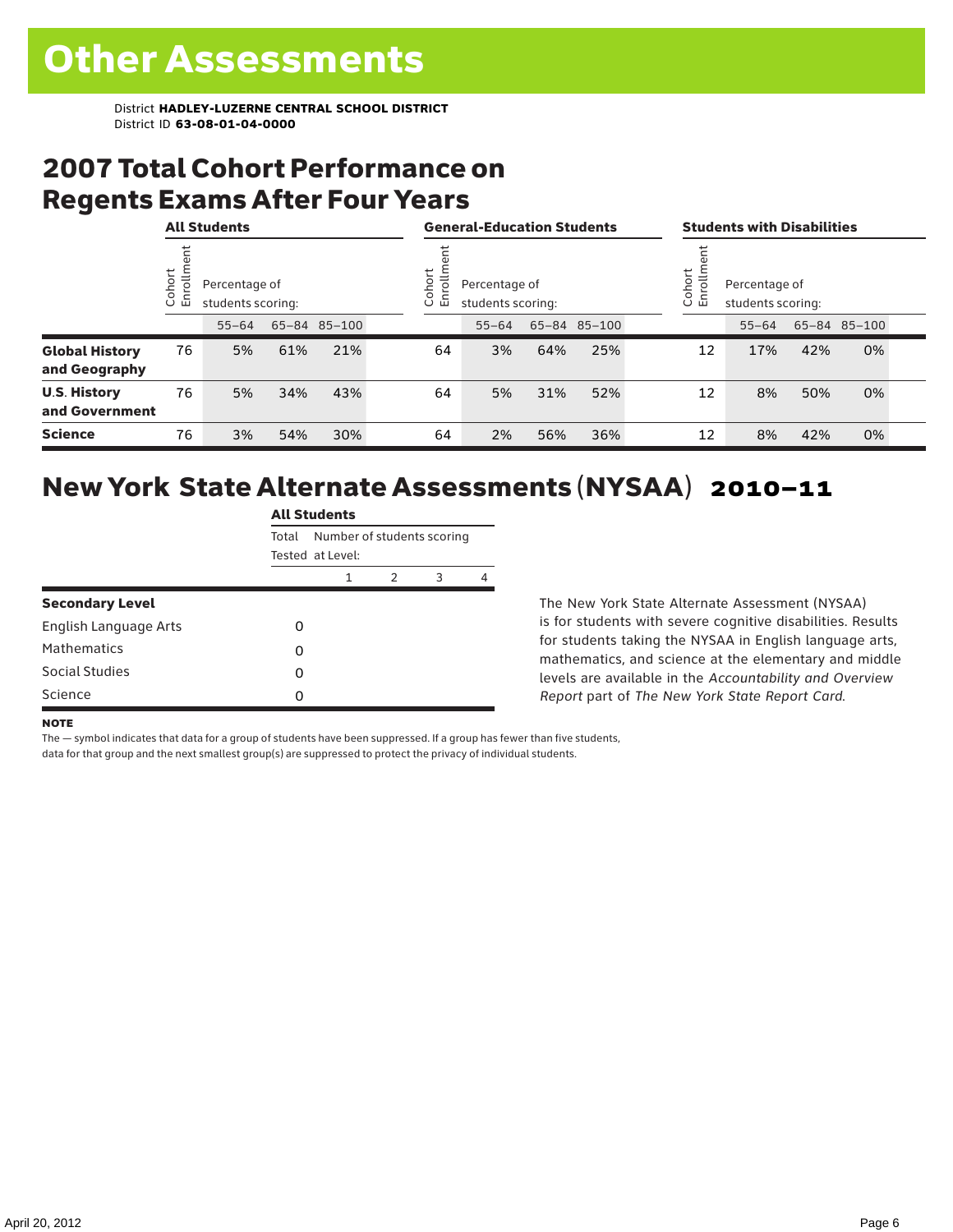# Other Assessments

District **HADLEY-LUZERNE CENTRAL SCHOOL DISTRICT**
District ID **63-08-01-04-0000**

## 2007 Total Cohort Performance on Regents Exams After Four Years

| | All Students | | | | General-Education Students | | | | Students with Disabilities | | | |
|---|---|---|---|---|---|---|---|---|---|---|---|---|
| | Cohort Enrollment | Percentage of students scoring: | | | Cohort Enrollment | Percentage of students scoring: | | | Cohort Enrollment | Percentage of students scoring: | | |
| | | 55–64 | 65–84 | 85–100 | | 55–64 | 65–84 | 85–100 | | 55–64 | 65–84 | 85–100 |
| **Global History and Geography** | 76 | 5% | 61% | 21% | 64 | 3% | 64% | 25% | 12 | 17% | 42% | 0% |
| **U.S. History and Government** | 76 | 5% | 34% | 43% | 64 | 5% | 31% | 52% | 12 | 8% | 50% | 0% |
| **Science** | 76 | 3% | 54% | 30% | 64 | 2% | 56% | 36% | 12 | 8% | 42% | 0% |

## New York State Alternate Assessments (NYSAA) 2010–11

| | All Students | | | | |
|---|---|---|---|---|---|
| | Total Tested | Number of students scoring at Level: | | | |
| | | 1 | 2 | 3 | 4 |
| **Secondary Level** | | | | | |
| English Language Arts | 0 | | | | |
| Mathematics | 0 | | | | |
| Social Studies | 0 | | | | |
| Science | 0 | | | | |

The New York State Alternate Assessment (NYSAA) is for students with severe cognitive disabilities. Results for students taking the NYSAA in English language arts, mathematics, and science at the elementary and middle levels are available in the *Accountability and Overview Report* part of *The New York State Report Card*.

**NOTE**

The — symbol indicates that data for a group of students have been suppressed. If a group has fewer than five students, data for that group and the next smallest group(s) are suppressed to protect the privacy of individual students.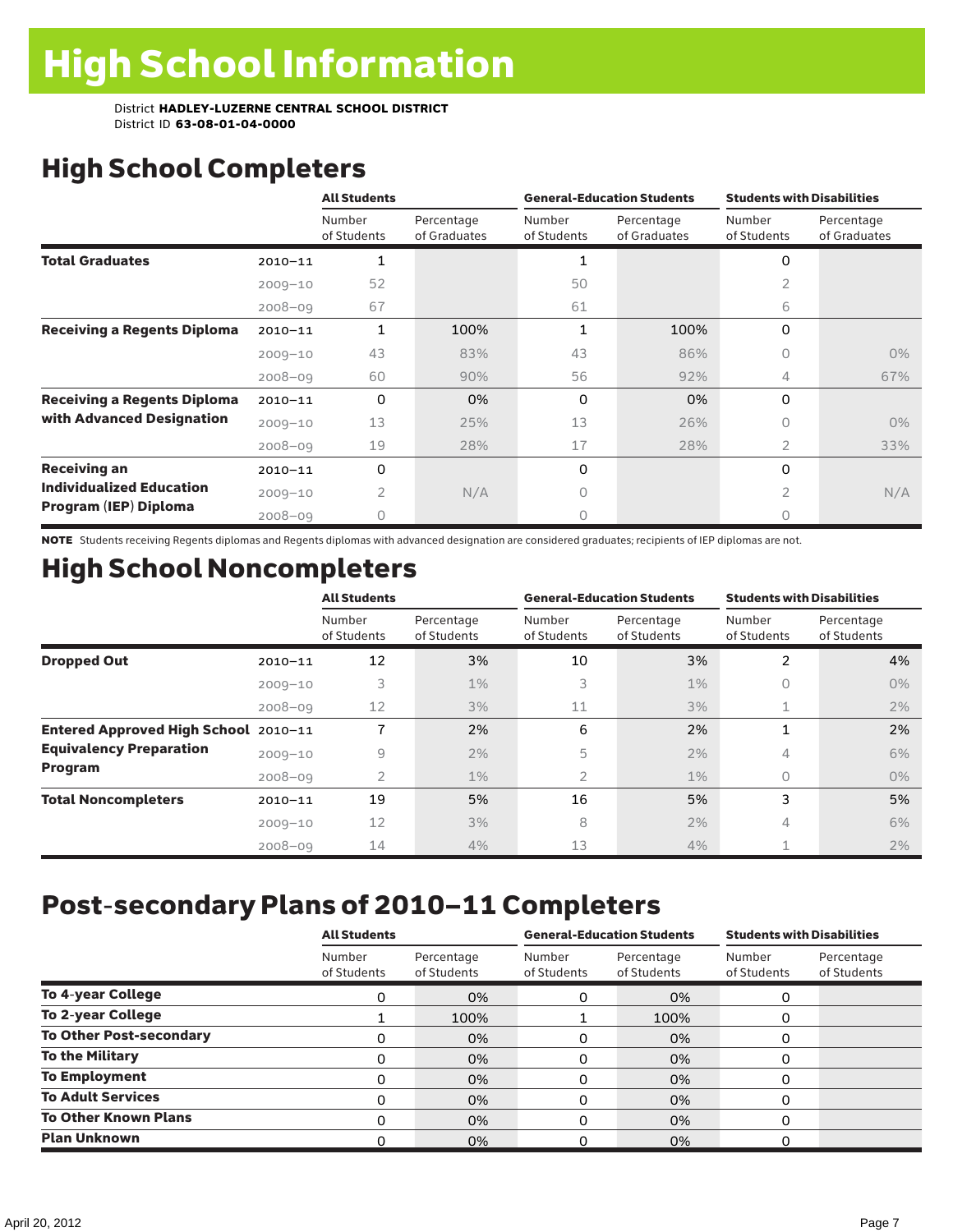# High School Information

District **HADLEY-LUZERNE CENTRAL SCHOOL DISTRICT**
District ID **63-08-01-04-0000**

## High School Completers

| | | All Students | | General-Education Students | | Students with Disabilities | |
|---|---|---|---|---|---|---|---|
| | | Number of Students | Percentage of Graduates | Number of Students | Percentage of Graduates | Number of Students | Percentage of Graduates |
| **Total Graduates** | 2010–11 | 1 | | 1 | | 0 | |
| | 2009–10 | 52 | | 50 | | 2 | |
| | 2008–09 | 67 | | 61 | | 6 | |
| **Receiving a Regents Diploma** | 2010–11 | 1 | 100% | 1 | 100% | 0 | |
| | 2009–10 | 43 | 83% | 43 | 86% | 0 | 0% |
| | 2008–09 | 60 | 90% | 56 | 92% | 4 | 67% |
| **Receiving a Regents Diploma with Advanced Designation** | 2010–11 | 0 | 0% | 0 | 0% | 0 | |
| | 2009–10 | 13 | 25% | 13 | 26% | 0 | 0% |
| | 2008–09 | 19 | 28% | 17 | 28% | 2 | 33% |
| **Receiving an Individualized Education Program (IEP) Diploma** | 2010–11 | 0 | | 0 | | 0 | |
| | 2009–10 | 2 | N/A | 0 | | 2 | N/A |
| | 2008–09 | 0 | | 0 | | 0 | |

**NOTE** Students receiving Regents diplomas and Regents diplomas with advanced designation are considered graduates; recipients of IEP diplomas are not.

## High School Noncompleters

| | | All Students | | General-Education Students | | Students with Disabilities | |
|---|---|---|---|---|---|---|---|
| | | Number of Students | Percentage of Students | Number of Students | Percentage of Students | Number of Students | Percentage of Students |
| **Dropped Out** | 2010–11 | 12 | 3% | 10 | 3% | 2 | 4% |
| | 2009–10 | 3 | 1% | 3 | 1% | 0 | 0% |
| | 2008–09 | 12 | 3% | 11 | 3% | 1 | 2% |
| **Entered Approved High School Equivalency Preparation Program** | 2010–11 | 7 | 2% | 6 | 2% | 1 | 2% |
| | 2009–10 | 9 | 2% | 5 | 2% | 4 | 6% |
| | 2008–09 | 2 | 1% | 2 | 1% | 0 | 0% |
| **Total Noncompleters** | 2010–11 | 19 | 5% | 16 | 5% | 3 | 5% |
| | 2009–10 | 12 | 3% | 8 | 2% | 4 | 6% |
| | 2008–09 | 14 | 4% | 13 | 4% | 1 | 2% |

## Post-secondary Plans of 2010–11 Completers

| | All Students | | General-Education Students | | Students with Disabilities | |
|---|---|---|---|---|---|---|
| | Number of Students | Percentage of Students | Number of Students | Percentage of Students | Number of Students | Percentage of Students |
| **To 4-year College** | 0 | 0% | 0 | 0% | 0 | |
| **To 2-year College** | 1 | 100% | 1 | 100% | 0 | |
| **To Other Post-secondary** | 0 | 0% | 0 | 0% | 0 | |
| **To the Military** | 0 | 0% | 0 | 0% | 0 | |
| **To Employment** | 0 | 0% | 0 | 0% | 0 | |
| **To Adult Services** | 0 | 0% | 0 | 0% | 0 | |
| **To Other Known Plans** | 0 | 0% | 0 | 0% | 0 | |
| **Plan Unknown** | 0 | 0% | 0 | 0% | 0 | |

April 20, 2012